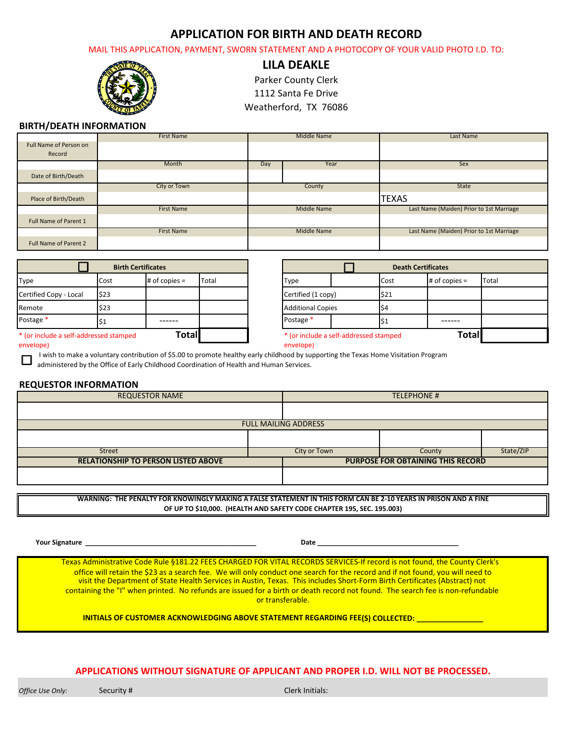# APPLICATION FOR BIRTH AND DEATH RECORD

MAIL THIS APPLICATION, PAYMENT, SWORN STATEMENT AND A PHOTOCOPY OF YOUR VALID PHOTO I.D. TO:

**LILA DEAKLE**
Parker County Clerk
1112 Santa Fe Drive
Weatherford, TX 76086

## BIRTH/DEATH INFORMATION

| | First Name | Middle Name | | Last Name |
|---|---|---|---|---|
| Full Name of Person on Record | | | | |
| | Month | Day | Year | Sex |
| Date of Birth/Death | | | | |
| | City or Town | County | | State |
| Place of Birth/Death | | | | TEXAS |
| | First Name | Middle Name | | Last Name (Maiden) Prior to 1st Marriage |
| Full Name of Parent 1 | | | | |
| | First Name | Middle Name | | Last Name (Maiden) Prior to 1st Marriage |
| Full Name of Parent 2 | | | | |

| ☐ Birth Certificates | | | |
|---|---|---|---|
| Type | Cost | # of copies = | Total |
| Certified Copy - Local | $23 | | |
| Remote | $23 | | |
| Postage * | $1 | ------ | |
| | | **Total** | |

* (or include a self-addressed stamped envelope)

| ☐ Death Certificates | | | |
|---|---|---|---|
| Type | Cost | # of copies = | Total |
| Certified (1 copy) | $21 | | |
| Additional Copies | $4 | | |
| Postage * | $1 | ------ | |
| | | **Total** | |

* (or include a self-addressed stamped envelope)

☐ I wish to make a voluntary contribution of $5.00 to promote healthy early childhood by supporting the Texas Home Visitation Program administered by the Office of Early Childhood Coordination of Health and Human Services.

## REQUESTOR INFORMATION

| REQUESTOR NAME | | TELEPHONE # | |
|---|---|---|---|
| | | | |
| FULL MAILING ADDRESS | | | |
| | | | |
| Street | City or Town | County | State/ZIP |
| **RELATIONSHIP TO PERSON LISTED ABOVE** | | **PURPOSE FOR OBTAINING THIS RECORD** | |
| | | | |

**WARNING: THE PENALTY FOR KNOWINGLY MAKING A FALSE STATEMENT IN THIS FORM CAN BE 2-10 YEARS IN PRISON AND A FINE OF UP TO $10,000. (HEALTH AND SAFETY CODE CHAPTER 195, SEC. 195.003)**

**Your Signature** ______________________________________________ **Date** ______________________________________

Texas Administrative Code Rule §181.22 FEES CHARGED FOR VITAL RECORDS SERVICES-If record is not found, the County Clerk's office will retain the $23 as a search fee. We will only conduct one search for the record and if not found, you will need to visit the Department of State Health Services in Austin, Texas. This includes Short-Form Birth Certificates (Abstract) not containing the "I" when printed. No refunds are issued for a birth or death record not found. The search fee is non-refundable or transferable.

**INITIALS OF CUSTOMER ACKNOWLEDGING ABOVE STATEMENT REGARDING FEE(S) COLLECTED:** _______________

**APPLICATIONS WITHOUT SIGNATURE OF APPLICANT AND PROPER I.D. WILL NOT BE PROCESSED.**

*Office Use Only:* Security # Clerk Initials: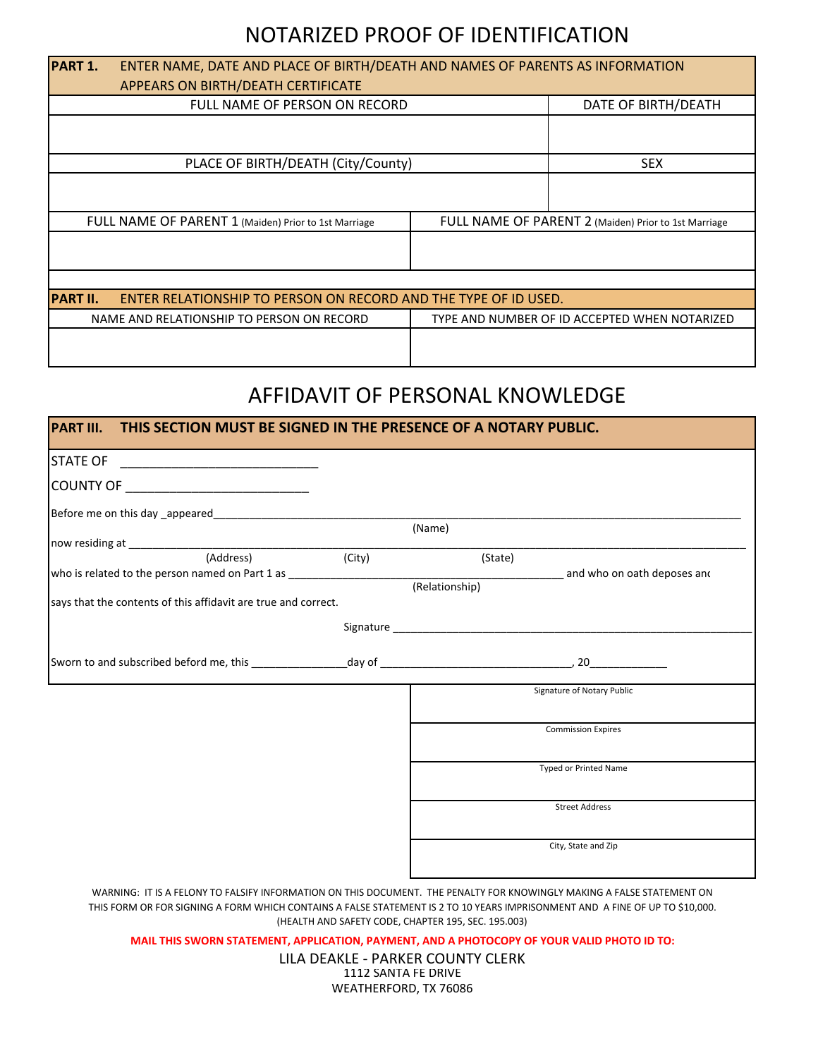# NOTARIZED PROOF OF IDENTIFICATION

| **PART 1.** ENTER NAME, DATE AND PLACE OF BIRTH/DEATH AND NAMES OF PARENTS AS INFORMATION APPEARS ON BIRTH/DEATH CERTIFICATE | |
|---|---|
| FULL NAME OF PERSON ON RECORD | DATE OF BIRTH/DEATH |
| | |
| PLACE OF BIRTH/DEATH (City/County) | SEX |
| | |
| FULL NAME OF PARENT 1 (Maiden) Prior to 1st Marriage | FULL NAME OF PARENT 2 (Maiden) Prior to 1st Marriage |
| | |

| **PART II.** ENTER RELATIONSHIP TO PERSON ON RECORD AND THE TYPE OF ID USED. | |
|---|---|
| NAME AND RELATIONSHIP TO PERSON ON RECORD | TYPE AND NUMBER OF ID ACCEPTED WHEN NOTARIZED |
| | |

# AFFIDAVIT OF PERSONAL KNOWLEDGE

**PART III. THIS SECTION MUST BE SIGNED IN THE PRESENCE OF A NOTARY PUBLIC.**

STATE OF ___________________________

COUNTY OF __________________________

Before me on this day _appeared__________________________________________________________________
(Name)

now residing at ______________________________________________________________________________
(Address) (City) (State)

who is related to the person named on Part 1 as ______________________________________ and who on oath deposes and
(Relationship)

says that the contents of this affidavit are true and correct.

Signature ____________________________________________________________

Sworn to and subscribed beford me, this _______________day of ______________________________, 20____________

| |
|---|
| Signature of Notary Public |
| Commission Expires |
| Typed or Printed Name |
| Street Address |
| City, State and Zip |

WARNING: IT IS A FELONY TO FALSIFY INFORMATION ON THIS DOCUMENT. THE PENALTY FOR KNOWINGLY MAKING A FALSE STATEMENT ON THIS FORM OR FOR SIGNING A FORM WHICH CONTAINS A FALSE STATEMENT IS 2 TO 10 YEARS IMPRISONMENT AND A FINE OF UP TO $10,000. (HEALTH AND SAFETY CODE, CHAPTER 195, SEC. 195.003)

**MAIL THIS SWORN STATEMENT, APPLICATION, PAYMENT, AND A PHOTOCOPY OF YOUR VALID PHOTO ID TO:**

LILA DEAKLE - PARKER COUNTY CLERK
1112 SANTA FE DRIVE
WEATHERFORD, TX 76086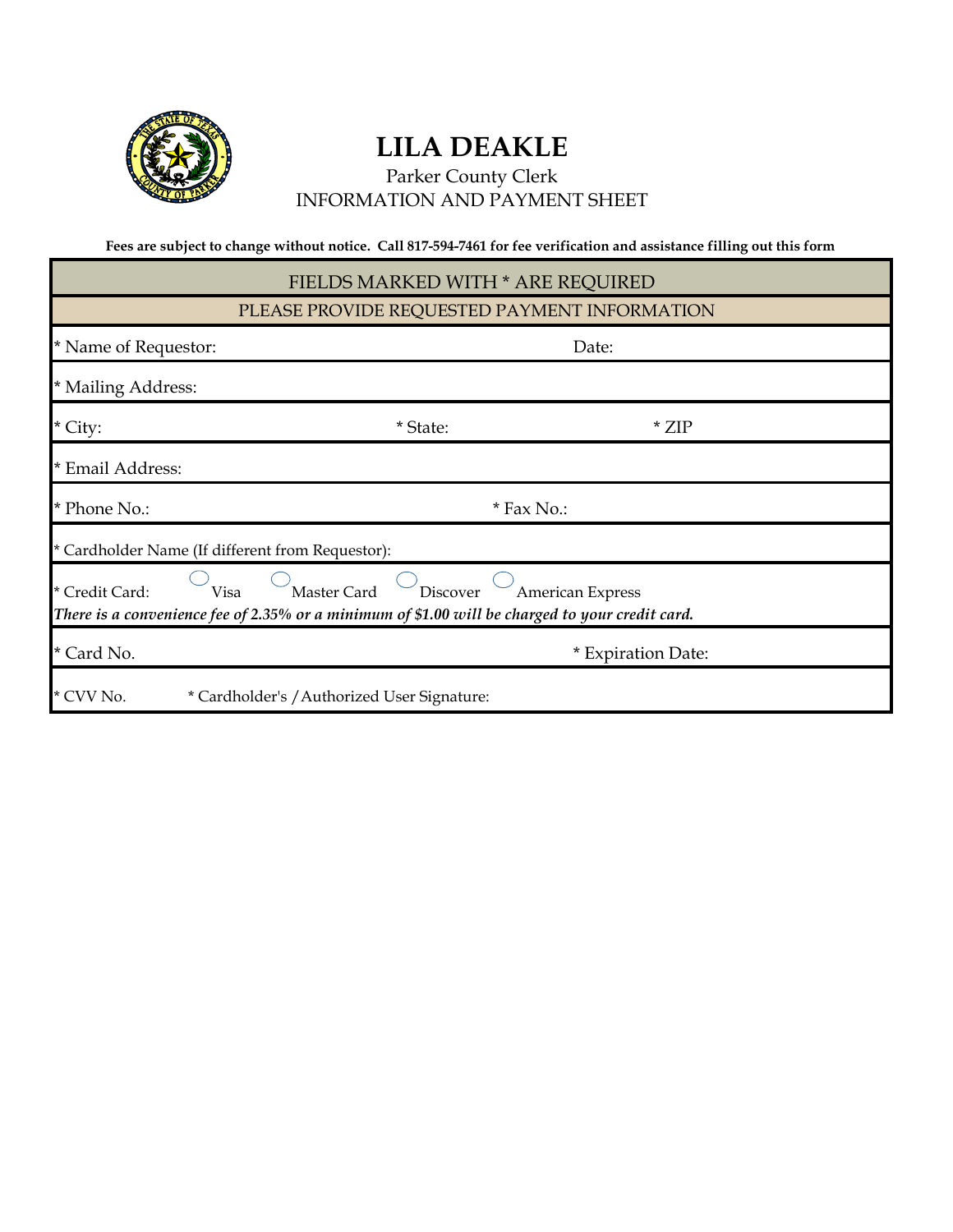# LILA DEAKLE

Parker County Clerk

INFORMATION AND PAYMENT SHEET

**Fees are subject to change without notice. Call 817-594-7461 for fee verification and assistance filling out this form**

| FIELDS MARKED WITH * ARE REQUIRED | | |
|---|---|---|
| PLEASE PROVIDE REQUESTED PAYMENT INFORMATION | | |
| * Name of Requestor: | | Date: |
| * Mailing Address: | | |
| * City: | * State: | * ZIP |
| * Email Address: | | |
| * Phone No.: | * Fax No.: | |
| * Cardholder Name (If different from Requestor): | | |
| * Credit Card: ◯ Visa ◯ Master Card ◯ Discover ◯ American Express<br>*There is a convenience fee of 2.35% or a minimum of $1.00 will be charged to your credit card.* | | |
| * Card No. | | * Expiration Date: |
| * CVV No. | * Cardholder's / Authorized User Signature: | |